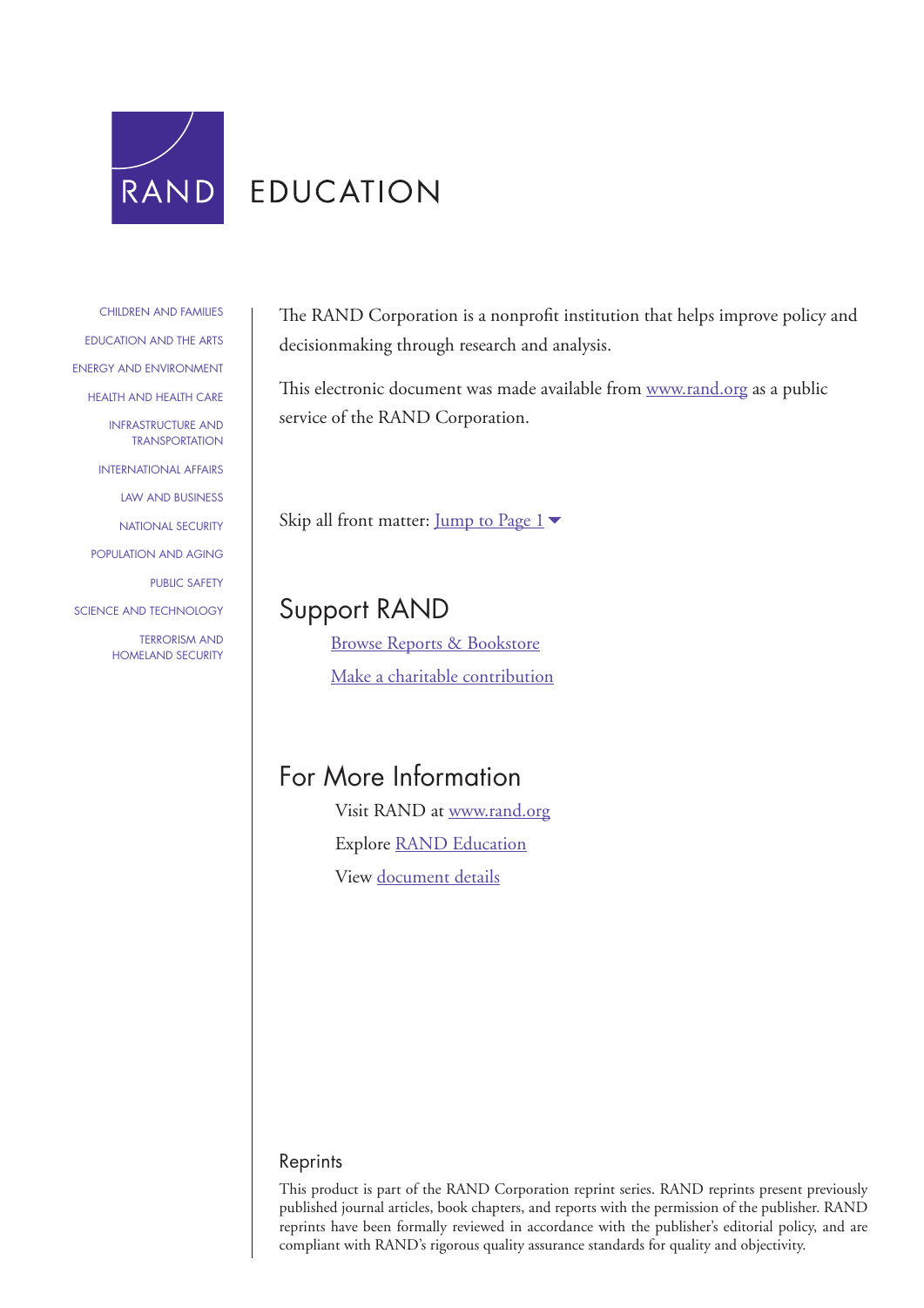RAND EDUCATION

CHILDREN AND FAMILIES

EDUCATION AND THE ARTS

ENERGY AND ENVIRONMENT

HEALTH AND HEALTH CARE

INFRASTRUCTURE AND TRANSPORTATION

INTERNATIONAL AFFAIRS

LAW AND BUSINESS

NATIONAL SECURITY

POPULATION AND AGING

PUBLIC SAFETY

SCIENCE AND TECHNOLOGY

TERRORISM AND HOMELAND SECURITY

The RAND Corporation is a nonprofit institution that helps improve policy and decisionmaking through research and analysis.

This electronic document was made available from www.rand.org as a public service of the RAND Corporation.

Skip all front matter: Jump to Page 1

## Support RAND

Browse Reports & Bookstore

Make a charitable contribution

## For More Information

Visit RAND at www.rand.org

Explore RAND Education

View document details

### Reprints

This product is part of the RAND Corporation reprint series. RAND reprints present previously published journal articles, book chapters, and reports with the permission of the publisher. RAND reprints have been formally reviewed in accordance with the publisher's editorial policy, and are compliant with RAND's rigorous quality assurance standards for quality and objectivity.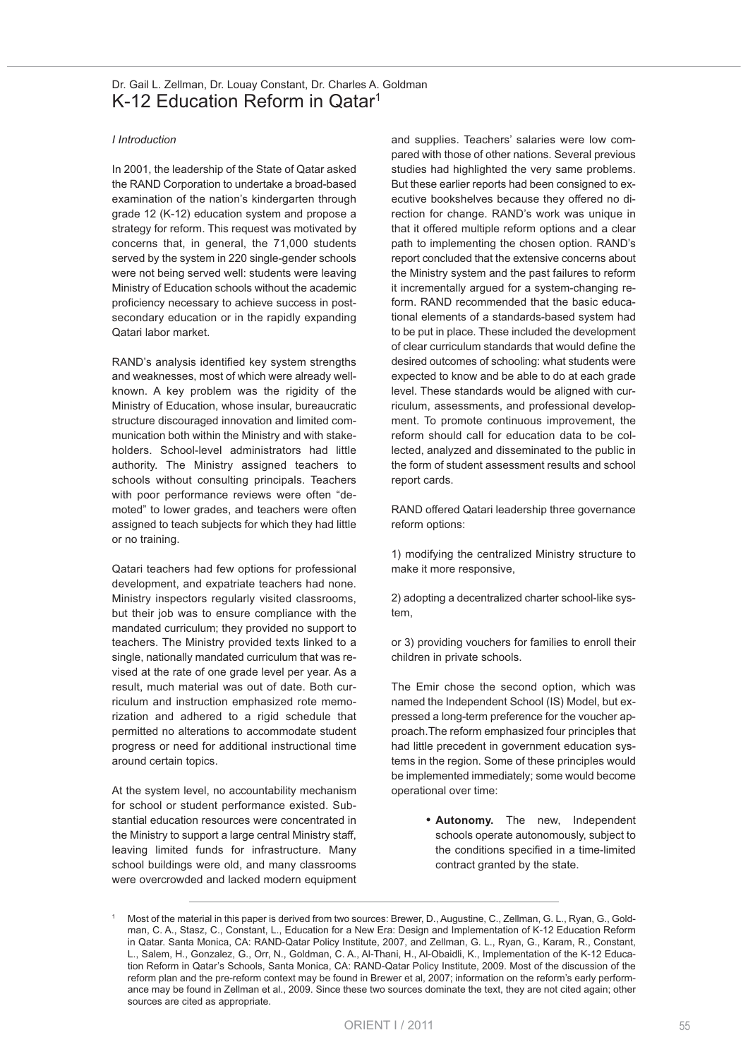Dr. Gail L. Zellman, Dr. Louay Constant, Dr. Charles A. Goldman

# K-12 Education Reform in Qatar[1]

*I Introduction*

In 2001, the leadership of the State of Qatar asked the RAND Corporation to undertake a broad-based examination of the nation's kindergarten through grade 12 (K-12) education system and propose a strategy for reform. This request was motivated by concerns that, in general, the 71,000 students served by the system in 220 single-gender schools were not being served well: students were leaving Ministry of Education schools without the academic proficiency necessary to achieve success in post-secondary education or in the rapidly expanding Qatari labor market.

RAND's analysis identified key system strengths and weaknesses, most of which were already well-known. A key problem was the rigidity of the Ministry of Education, whose insular, bureaucratic structure discouraged innovation and limited communication both within the Ministry and with stakeholders. School-level administrators had little authority. The Ministry assigned teachers to schools without consulting principals. Teachers with poor performance reviews were often "demoted" to lower grades, and teachers were often assigned to teach subjects for which they had little or no training.

Qatari teachers had few options for professional development, and expatriate teachers had none. Ministry inspectors regularly visited classrooms, but their job was to ensure compliance with the mandated curriculum; they provided no support to teachers. The Ministry provided texts linked to a single, nationally mandated curriculum that was revised at the rate of one grade level per year. As a result, much material was out of date. Both curriculum and instruction emphasized rote memorization and adhered to a rigid schedule that permitted no alterations to accommodate student progress or need for additional instructional time around certain topics.

At the system level, no accountability mechanism for school or student performance existed. Substantial education resources were concentrated in the Ministry to support a large central Ministry staff, leaving limited funds for infrastructure. Many school buildings were old, and many classrooms were overcrowded and lacked modern equipment and supplies. Teachers' salaries were low compared with those of other nations. Several previous studies had highlighted the very same problems. But these earlier reports had been consigned to executive bookshelves because they offered no direction for change. RAND's work was unique in that it offered multiple reform options and a clear path to implementing the chosen option. RAND's report concluded that the extensive concerns about the Ministry system and the past failures to reform it incrementally argued for a system-changing reform. RAND recommended that the basic educational elements of a standards-based system had to be put in place. These included the development of clear curriculum standards that would define the desired outcomes of schooling: what students were expected to know and be able to do at each grade level. These standards would be aligned with curriculum, assessments, and professional development. To promote continuous improvement, the reform should call for education data to be collected, analyzed and disseminated to the public in the form of student assessment results and school report cards.

RAND offered Qatari leadership three governance reform options:

1) modifying the centralized Ministry structure to make it more responsive,

2) adopting a decentralized charter school-like system,

or 3) providing vouchers for families to enroll their children in private schools.

The Emir chose the second option, which was named the Independent School (IS) Model, but expressed a long-term preference for the voucher approach. The reform emphasized four principles that had little precedent in government education systems in the region. Some of these principles would be implemented immediately; some would become operational over time:

- **Autonomy.** The new, Independent schools operate autonomously, subject to the conditions specified in a time-limited contract granted by the state.

---

[1] Most of the material in this paper is derived from two sources: Brewer, D., Augustine, C., Zellman, G. L., Ryan, G., Goldman, C. A., Stasz, C., Constant, L., Education for a New Era: Design and Implementation of K-12 Education Reform in Qatar. Santa Monica, CA: RAND-Qatar Policy Institute, 2007, and Zellman, G. L., Ryan, G., Karam, R., Constant, L., Salem, H., Gonzalez, G., Orr, N., Goldman, C. A., Al-Thani, H., Al-Obaidli, K., Implementation of the K-12 Education Reform in Qatar's Schools, Santa Monica, CA: RAND-Qatar Policy Institute, 2009. Most of the discussion of the reform plan and the pre-reform context may be found in Brewer et al, 2007; information on the reform's early performance may be found in Zellman et al., 2009. Since these two sources dominate the text, they are not cited again; other sources are cited as appropriate.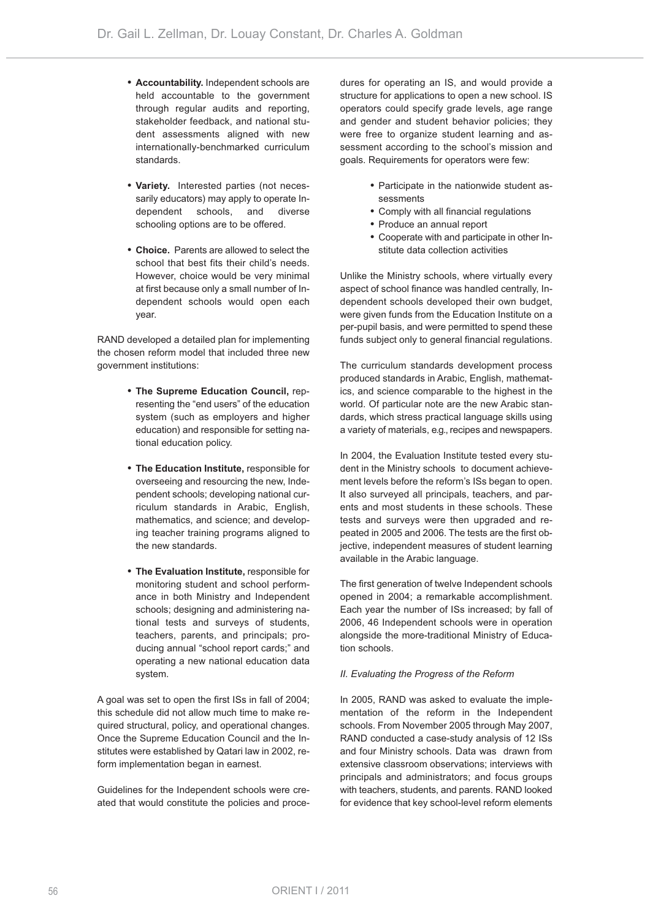- **Accountability.** Independent schools are held accountable to the government through regular audits and reporting, stakeholder feedback, and national student assessments aligned with new internationally-benchmarked curriculum standards.
- **Variety.** Interested parties (not necessarily educators) may apply to operate Independent schools, and diverse schooling options are to be offered.
- **Choice.** Parents are allowed to select the school that best fits their child's needs. However, choice would be very minimal at first because only a small number of Independent schools would open each year.

RAND developed a detailed plan for implementing the chosen reform model that included three new government institutions:

- **The Supreme Education Council,** representing the "end users" of the education system (such as employers and higher education) and responsible for setting national education policy.
- **The Education Institute,** responsible for overseeing and resourcing the new, Independent schools; developing national curriculum standards in Arabic, English, mathematics, and science; and developing teacher training programs aligned to the new standards.
- **The Evaluation Institute,** responsible for monitoring student and school performance in both Ministry and Independent schools; designing and administering national tests and surveys of students, teachers, parents, and principals; producing annual "school report cards;" and operating a new national education data system.

A goal was set to open the first ISs in fall of 2004; this schedule did not allow much time to make required structural, policy, and operational changes. Once the Supreme Education Council and the Institutes were established by Qatari law in 2002, reform implementation began in earnest.

Guidelines for the Independent schools were created that would constitute the policies and procedures for operating an IS, and would provide a structure for applications to open a new school. IS operators could specify grade levels, age range and gender and student behavior policies; they were free to organize student learning and assessment according to the school's mission and goals. Requirements for operators were few:

- Participate in the nationwide student assessments
- Comply with all financial regulations
- Produce an annual report
- Cooperate with and participate in other Institute data collection activities

Unlike the Ministry schools, where virtually every aspect of school finance was handled centrally, Independent schools developed their own budget, were given funds from the Education Institute on a per-pupil basis, and were permitted to spend these funds subject only to general financial regulations.

The curriculum standards development process produced standards in Arabic, English, mathematics, and science comparable to the highest in the world. Of particular note are the new Arabic standards, which stress practical language skills using a variety of materials, e.g., recipes and newspapers.

In 2004, the Evaluation Institute tested every student in the Ministry schools to document achievement levels before the reform's ISs began to open. It also surveyed all principals, teachers, and parents and most students in these schools. These tests and surveys were then upgraded and repeated in 2005 and 2006. The tests are the first objective, independent measures of student learning available in the Arabic language.

The first generation of twelve Independent schools opened in 2004; a remarkable accomplishment. Each year the number of ISs increased; by fall of 2006, 46 Independent schools were in operation alongside the more-traditional Ministry of Education schools.

*II. Evaluating the Progress of the Reform*

In 2005, RAND was asked to evaluate the implementation of the reform in the Independent schools. From November 2005 through May 2007, RAND conducted a case-study analysis of 12 ISs and four Ministry schools. Data was drawn from extensive classroom observations; interviews with principals and administrators; and focus groups with teachers, students, and parents. RAND looked for evidence that key school-level reform elements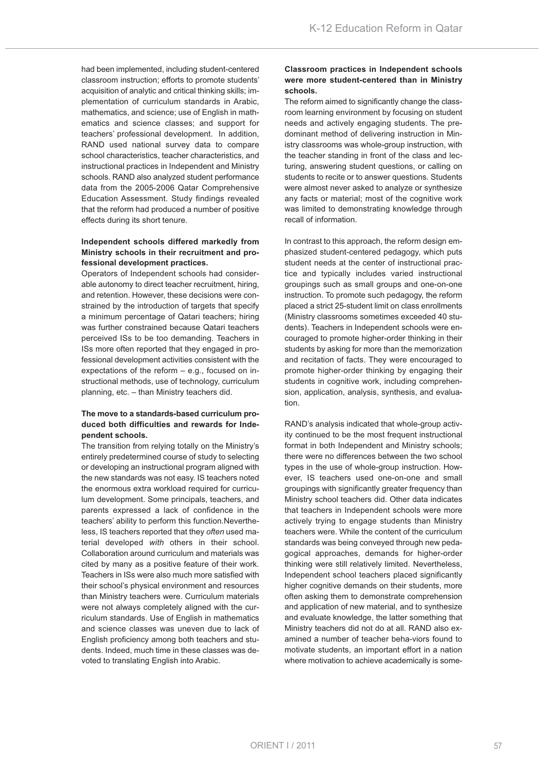had been implemented, including student-centered classroom instruction; efforts to promote students' acquisition of analytic and critical thinking skills; implementation of curriculum standards in Arabic, mathematics, and science; use of English in mathematics and science classes; and support for teachers' professional development. In addition, RAND used national survey data to compare school characteristics, teacher characteristics, and instructional practices in Independent and Ministry schools. RAND also analyzed student performance data from the 2005-2006 Qatar Comprehensive Education Assessment. Study findings revealed that the reform had produced a number of positive effects during its short tenure.

**Independent schools differed markedly from Ministry schools in their recruitment and professional development practices.**

Operators of Independent schools had considerable autonomy to direct teacher recruitment, hiring, and retention. However, these decisions were constrained by the introduction of targets that specify a minimum percentage of Qatari teachers; hiring was further constrained because Qatari teachers perceived ISs to be too demanding. Teachers in ISs more often reported that they engaged in professional development activities consistent with the expectations of the reform – e.g., focused on instructional methods, use of technology, curriculum planning, etc. – than Ministry teachers did.

**The move to a standards-based curriculum produced both difficulties and rewards for Independent schools.**

The transition from relying totally on the Ministry's entirely predetermined course of study to selecting or developing an instructional program aligned with the new standards was not easy. IS teachers noted the enormous extra workload required for curriculum development. Some principals, teachers, and parents expressed a lack of confidence in the teachers' ability to perform this function. Nevertheless, IS teachers reported that they *often* used material developed *with* others in their school. Collaboration around curriculum and materials was cited by many as a positive feature of their work. Teachers in ISs were also much more satisfied with their school's physical environment and resources than Ministry teachers were. Curriculum materials were not always completely aligned with the curriculum standards. Use of English in mathematics and science classes was uneven due to lack of English proficiency among both teachers and students. Indeed, much time in these classes was devoted to translating English into Arabic.

**Classroom practices in Independent schools were more student-centered than in Ministry schools.**

The reform aimed to significantly change the classroom learning environment by focusing on student needs and actively engaging students. The predominant method of delivering instruction in Ministry classrooms was whole-group instruction, with the teacher standing in front of the class and lecturing, answering student questions, or calling on students to recite or to answer questions. Students were almost never asked to analyze or synthesize any facts or material; most of the cognitive work was limited to demonstrating knowledge through recall of information.

In contrast to this approach, the reform design emphasized student-centered pedagogy, which puts student needs at the center of instructional practice and typically includes varied instructional groupings such as small groups and one-on-one instruction. To promote such pedagogy, the reform placed a strict 25-student limit on class enrollments (Ministry classrooms sometimes exceeded 40 students). Teachers in Independent schools were encouraged to promote higher-order thinking in their students by asking for more than the memorization and recitation of facts. They were encouraged to promote higher-order thinking by engaging their students in cognitive work, including comprehension, application, analysis, synthesis, and evaluation.

RAND's analysis indicated that whole-group activity continued to be the most frequent instructional format in both Independent and Ministry schools; there were no differences between the two school types in the use of whole-group instruction. However, IS teachers used one-on-one and small groupings with significantly greater frequency than Ministry school teachers did. Other data indicates that teachers in Independent schools were more actively trying to engage students than Ministry teachers were. While the content of the curriculum standards was being conveyed through new pedagogical approaches, demands for higher-order thinking were still relatively limited. Nevertheless, Independent school teachers placed significantly higher cognitive demands on their students, more often asking them to demonstrate comprehension and application of new material, and to synthesize and evaluate knowledge, the latter something that Ministry teachers did not do at all. RAND also examined a number of teacher behaviors found to motivate students, an important effort in a nation where motivation to achieve academically is some-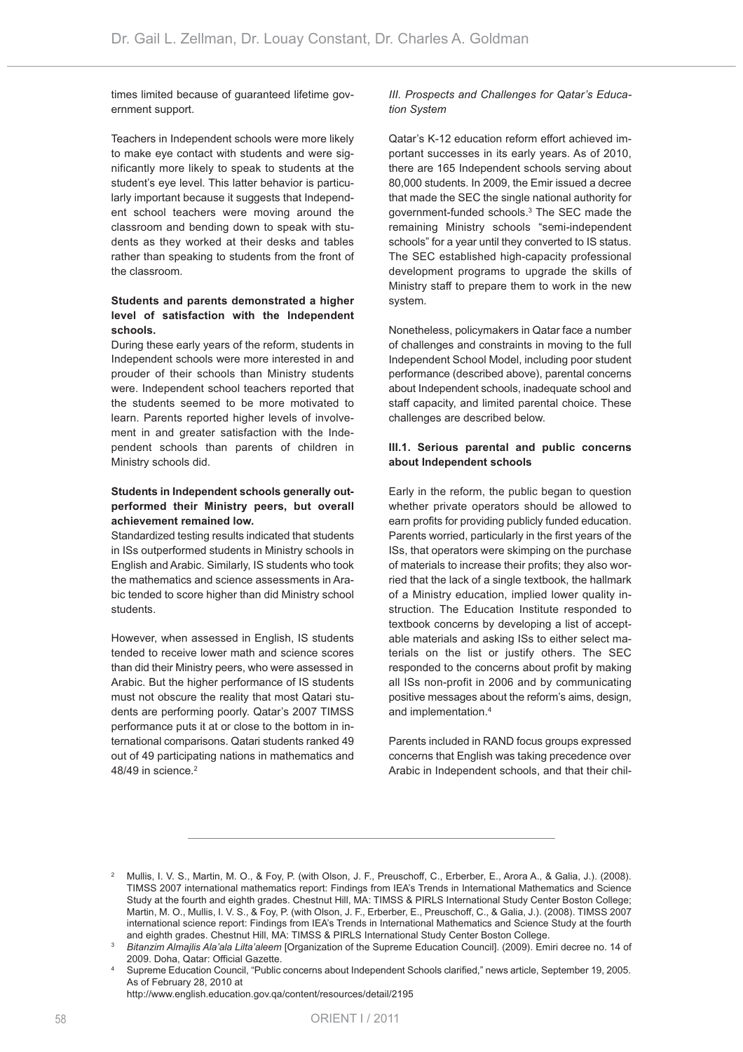times limited because of guaranteed lifetime government support.

Teachers in Independent schools were more likely to make eye contact with students and were significantly more likely to speak to students at the student's eye level. This latter behavior is particularly important because it suggests that Independent school teachers were moving around the classroom and bending down to speak with students as they worked at their desks and tables rather than speaking to students from the front of the classroom.

**Students and parents demonstrated a higher level of satisfaction with the Independent schools.**

During these early years of the reform, students in Independent schools were more interested in and prouder of their schools than Ministry students were. Independent school teachers reported that the students seemed to be more motivated to learn. Parents reported higher levels of involvement in and greater satisfaction with the Independent schools than parents of children in Ministry schools did.

**Students in Independent schools generally outperformed their Ministry peers, but overall achievement remained low.**

Standardized testing results indicated that students in ISs outperformed students in Ministry schools in English and Arabic. Similarly, IS students who took the mathematics and science assessments in Arabic tended to score higher than did Ministry school students.

However, when assessed in English, IS students tended to receive lower math and science scores than did their Ministry peers, who were assessed in Arabic. But the higher performance of IS students must not obscure the reality that most Qatari students are performing poorly. Qatar's 2007 TIMSS performance puts it at or close to the bottom in international comparisons. Qatari students ranked 49 out of 49 participating nations in mathematics and 48/49 in science.[2]

## *III. Prospects and Challenges for Qatar's Education System*

Qatar's K-12 education reform effort achieved important successes in its early years. As of 2010, there are 165 Independent schools serving about 80,000 students. In 2009, the Emir issued a decree that made the SEC the single national authority for government-funded schools.[3] The SEC made the remaining Ministry schools "semi-independent schools" for a year until they converted to IS status. The SEC established high-capacity professional development programs to upgrade the skills of Ministry staff to prepare them to work in the new system.

Nonetheless, policymakers in Qatar face a number of challenges and constraints in moving to the full Independent School Model, including poor student performance (described above), parental concerns about Independent schools, inadequate school and staff capacity, and limited parental choice. These challenges are described below.

### III.1. Serious parental and public concerns about Independent schools

Early in the reform, the public began to question whether private operators should be allowed to earn profits for providing publicly funded education. Parents worried, particularly in the first years of the ISs, that operators were skimping on the purchase of materials to increase their profits; they also worried that the lack of a single textbook, the hallmark of a Ministry education, implied lower quality instruction. The Education Institute responded to textbook concerns by developing a list of acceptable materials and asking ISs to either select materials on the list or justify others. The SEC responded to the concerns about profit by making all ISs non-profit in 2006 and by communicating positive messages about the reform's aims, design, and implementation.[4]

Parents included in RAND focus groups expressed concerns that English was taking precedence over Arabic in Independent schools, and that their chil-

---

[2] Mullis, I. V. S., Martin, M. O., & Foy, P. (with Olson, J. F., Preuschoff, C., Erberber, E., Arora A., & Galia, J.). (2008). TIMSS 2007 international mathematics report: Findings from IEA's Trends in International Mathematics and Science Study at the fourth and eighth grades. Chestnut Hill, MA: TIMSS & PIRLS International Study Center Boston College; Martin, M. O., Mullis, I. V. S., & Foy, P. (with Olson, J. F., Erberber, E., Preuschoff, C., & Galia, J.). (2008). TIMSS 2007 international science report: Findings from IEA's Trends in International Mathematics and Science Study at the fourth and eighth grades. Chestnut Hill, MA: TIMSS & PIRLS International Study Center Boston College.

[3] *Bitanzim Almajlis Ala'ala Lilta'aleem* [Organization of the Supreme Education Council]. (2009). Emiri decree no. 14 of 2009. Doha, Qatar: Official Gazette.

[4] Supreme Education Council, "Public concerns about Independent Schools clarified," news article, September 19, 2005. As of February 28, 2010 at http://www.english.education.gov.qa/content/resources/detail/2195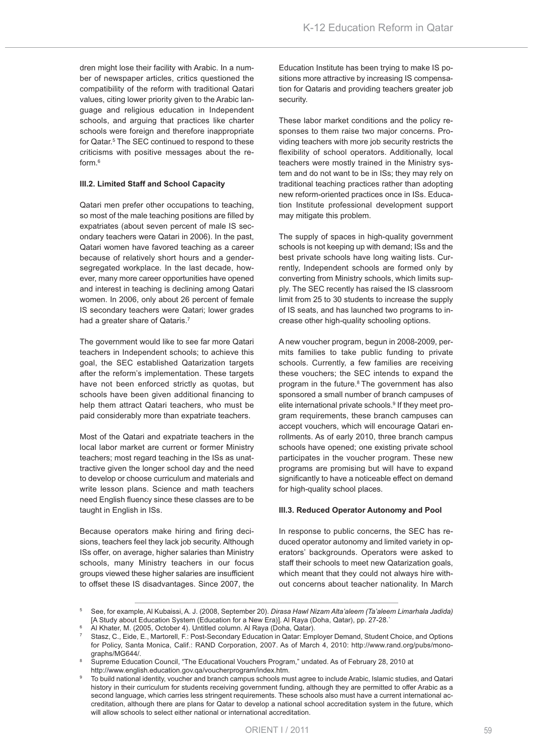dren might lose their facility with Arabic. In a number of newspaper articles, critics questioned the compatibility of the reform with traditional Qatari values, citing lower priority given to the Arabic language and religious education in Independent schools, and arguing that practices like charter schools were foreign and therefore inappropriate for Qatar.[5] The SEC continued to respond to these criticisms with positive messages about the reform.[6]

### III.2. Limited Staff and School Capacity

Qatari men prefer other occupations to teaching, so most of the male teaching positions are filled by expatriates (about seven percent of male IS secondary teachers were Qatari in 2006). In the past, Qatari women have favored teaching as a career because of relatively short hours and a gender-segregated workplace. In the last decade, however, many more career opportunities have opened and interest in teaching is declining among Qatari women. In 2006, only about 26 percent of female IS secondary teachers were Qatari; lower grades had a greater share of Qataris.[7]

The government would like to see far more Qatari teachers in Independent schools; to achieve this goal, the SEC established Qatarization targets after the reform's implementation. These targets have not been enforced strictly as quotas, but schools have been given additional financing to help them attract Qatari teachers, who must be paid considerably more than expatriate teachers.

Most of the Qatari and expatriate teachers in the local labor market are current or former Ministry teachers; most regard teaching in the ISs as unattractive given the longer school day and the need to develop or choose curriculum and materials and write lesson plans. Science and math teachers need English fluency since these classes are to be taught in English in ISs.

Because operators make hiring and firing decisions, teachers feel they lack job security. Although ISs offer, on average, higher salaries than Ministry schools, many Ministry teachers in our focus groups viewed these higher salaries are insufficient to offset these IS disadvantages. Since 2007, the Education Institute has been trying to make IS positions more attractive by increasing IS compensation for Qataris and providing teachers greater job security.

These labor market conditions and the policy responses to them raise two major concerns. Providing teachers with more job security restricts the flexibility of school operators. Additionally, local teachers were mostly trained in the Ministry system and do not want to be in ISs; they may rely on traditional teaching practices rather than adopting new reform-oriented practices once in ISs. Education Institute professional development support may mitigate this problem.

The supply of spaces in high-quality government schools is not keeping up with demand; ISs and the best private schools have long waiting lists. Currently, Independent schools are formed only by converting from Ministry schools, which limits supply. The SEC recently has raised the IS classroom limit from 25 to 30 students to increase the supply of IS seats, and has launched two programs to increase other high-quality schooling options.

A new voucher program, begun in 2008-2009, permits families to take public funding to private schools. Currently, a few families are receiving these vouchers; the SEC intends to expand the program in the future.[8] The government has also sponsored a small number of branch campuses of elite international private schools.[9] If they meet program requirements, these branch campuses can accept vouchers, which will encourage Qatari enrollments. As of early 2010, three branch campus schools have opened; one existing private school participates in the voucher program. These new programs are promising but will have to expand significantly to have a noticeable effect on demand for high-quality school places.

### III.3. Reduced Operator Autonomy and Pool

In response to public concerns, the SEC has reduced operator autonomy and limited variety in operators' backgrounds. Operators were asked to staff their schools to meet new Qatarization goals, which meant that they could not always hire without concerns about teacher nationality. In March

---

[5] See, for example, Al Kubaissi, A. J. (2008, September 20). *Dirasa Hawl Nizam Alta'aleem (Ta'aleem Limarhala Jadida)* [A Study about Education System (Education for a New Era)]. Al Raya (Doha, Qatar), pp. 27-28.`

[6] Al Khater, M. (2005, October 4). Untitled column. Al Raya (Doha, Qatar).

[7] Stasz, C., Eide, E., Martorell, F.: Post-Secondary Education in Qatar: Employer Demand, Student Choice, and Options for Policy, Santa Monica, Calif.: RAND Corporation, 2007. As of March 4, 2010: http://www.rand.org/pubs/monographs/MG644/.

[8] Supreme Education Council, "The Educational Vouchers Program," undated. As of February 28, 2010 at http://www.english.education.gov.qa/voucherprogram/index.htm.

[9] To build national identity, voucher and branch campus schools must agree to include Arabic, Islamic studies, and Qatari history in their curriculum for students receiving government funding, although they are permitted to offer Arabic as a second language, which carries less stringent requirements. These schools also must have a current international accreditation, although there are plans for Qatar to develop a national school accreditation system in the future, which will allow schools to select either national or international accreditation.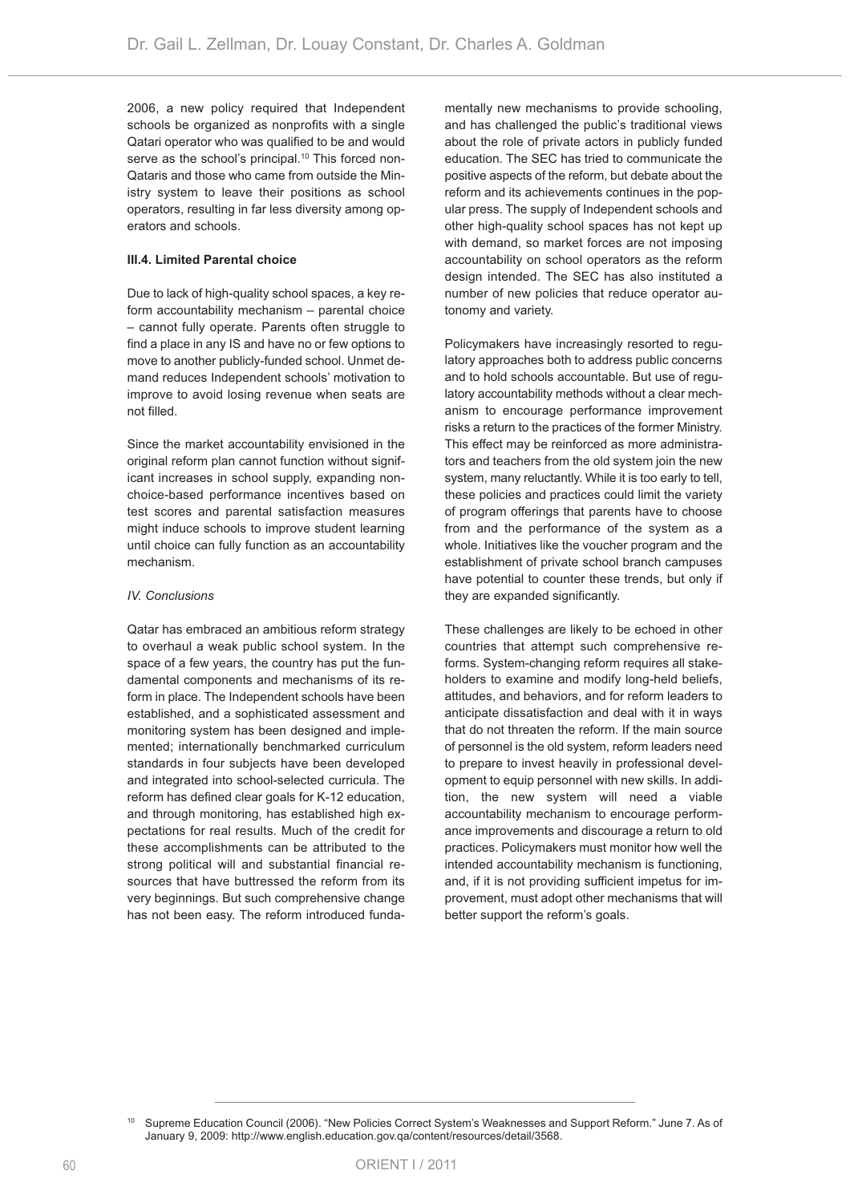2006, a new policy required that Independent schools be organized as nonprofits with a single Qatari operator who was qualified to be and would serve as the school's principal.[10] This forced non-Qataris and those who came from outside the Ministry system to leave their positions as school operators, resulting in far less diversity among operators and schools.

**III.4. Limited Parental choice**

Due to lack of high-quality school spaces, a key reform accountability mechanism – parental choice – cannot fully operate. Parents often struggle to find a place in any IS and have no or few options to move to another publicly-funded school. Unmet demand reduces Independent schools' motivation to improve to avoid losing revenue when seats are not filled.

Since the market accountability envisioned in the original reform plan cannot function without significant increases in school supply, expanding non-choice-based performance incentives based on test scores and parental satisfaction measures might induce schools to improve student learning until choice can fully function as an accountability mechanism.

*IV. Conclusions*

Qatar has embraced an ambitious reform strategy to overhaul a weak public school system. In the space of a few years, the country has put the fundamental components and mechanisms of its reform in place. The Independent schools have been established, and a sophisticated assessment and monitoring system has been designed and implemented; internationally benchmarked curriculum standards in four subjects have been developed and integrated into school-selected curricula. The reform has defined clear goals for K-12 education, and through monitoring, has established high expectations for real results. Much of the credit for these accomplishments can be attributed to the strong political will and substantial financial resources that have buttressed the reform from its very beginnings. But such comprehensive change has not been easy. The reform introduced fundamentally new mechanisms to provide schooling, and has challenged the public's traditional views about the role of private actors in publicly funded education. The SEC has tried to communicate the positive aspects of the reform, but debate about the reform and its achievements continues in the popular press. The supply of Independent schools and other high-quality school spaces has not kept up with demand, so market forces are not imposing accountability on school operators as the reform design intended. The SEC has also instituted a number of new policies that reduce operator autonomy and variety.

Policymakers have increasingly resorted to regulatory approaches both to address public concerns and to hold schools accountable. But use of regulatory accountability methods without a clear mechanism to encourage performance improvement risks a return to the practices of the former Ministry. This effect may be reinforced as more administrators and teachers from the old system join the new system, many reluctantly. While it is too early to tell, these policies and practices could limit the variety of program offerings that parents have to choose from and the performance of the system as a whole. Initiatives like the voucher program and the establishment of private school branch campuses have potential to counter these trends, but only if they are expanded significantly.

These challenges are likely to be echoed in other countries that attempt such comprehensive reforms. System-changing reform requires all stakeholders to examine and modify long-held beliefs, attitudes, and behaviors, and for reform leaders to anticipate dissatisfaction and deal with it in ways that do not threaten the reform. If the main source of personnel is the old system, reform leaders need to prepare to invest heavily in professional development to equip personnel with new skills. In addition, the new system will need a viable accountability mechanism to encourage performance improvements and discourage a return to old practices. Policymakers must monitor how well the intended accountability mechanism is functioning, and, if it is not providing sufficient impetus for improvement, must adopt other mechanisms that will better support the reform's goals.

[10] Supreme Education Council (2006). "New Policies Correct System's Weaknesses and Support Reform." June 7. As of January 9, 2009: http://www.english.education.gov.qa/content/resources/detail/3568.